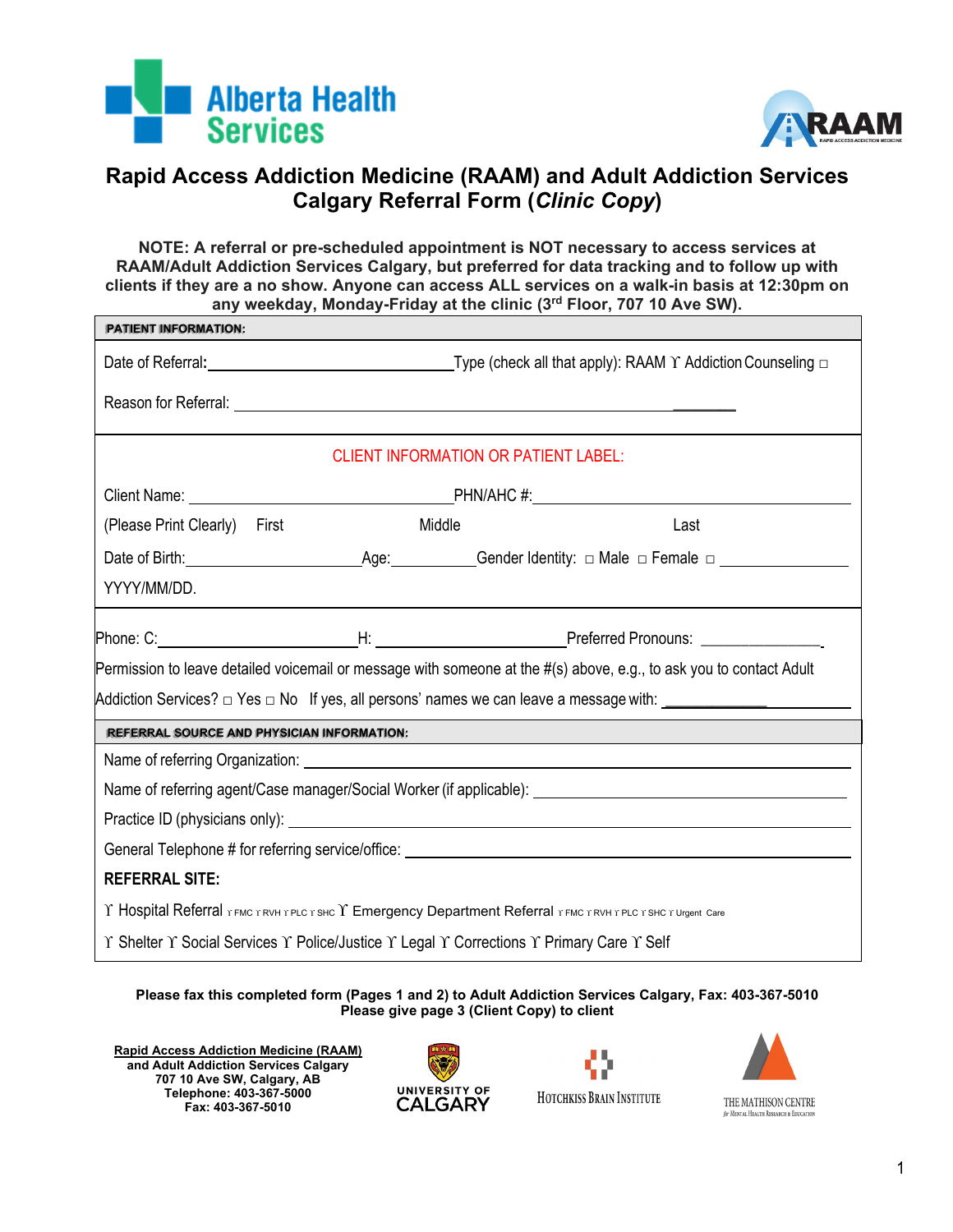Alberta Health Services

RAAM

# Rapid Access Addiction Medicine (RAAM) and Adult Addiction Services Calgary Referral Form (*Clinic Copy*)

**NOTE: A referral or pre-scheduled appointment is NOT necessary to access services at RAAM/Adult Addiction Services Calgary, but preferred for data tracking and to follow up with clients if they are a no show. Anyone can access ALL services on a walk-in basis at 12:30pm on any weekday, Monday-Friday at the clinic (3rd Floor, 707 10 Ave SW).**

**PATIENT INFORMATION:**

Date of Referral**:** ______________________________ Type (check all that apply): RAAM ϒ Addiction Counseling □

Reason for Referral: ____________________________________________________________

CLIENT INFORMATION OR PATIENT LABEL:

Client Name: ______________________________ PHN/AHC #: ______________________________

(Please Print Clearly) First Middle Last

Date of Birth: ____________________ Age: __________ Gender Identity: □ Male □ Female □ ______________

YYYY/MM/DD.

Phone: C: ______________________ H: ______________________ Preferred Pronouns: ______________

Permission to leave detailed voicemail or message with someone at the #(s) above, e.g., to ask you to contact Adult Addiction Services? □ Yes □ No If yes, all persons' names we can leave a message with: ______________

**REFERRAL SOURCE AND PHYSICIAN INFORMATION:**

Name of referring Organization: ____________________________________________

Name of referring agent/Case manager/Social Worker (if applicable): ______________________________

Practice ID (physicians only): ____________________________________________

General Telephone # for referring service/office: ______________________________

**REFERRAL SITE:**

ϒ Hospital Referral ϒ FMC ϒ RVH ϒ PLC ϒ SHC ϒ Emergency Department Referral ϒ FMC ϒ RVH ϒ PLC ϒ SHC ϒ Urgent Care

ϒ Shelter ϒ Social Services ϒ Police/Justice ϒ Legal ϒ Corrections ϒ Primary Care ϒ Self

**Please fax this completed form (Pages 1 and 2) to Adult Addiction Services Calgary, Fax: 403-367-5010**
**Please give page 3 (Client Copy) to client**

**Rapid Access Addiction Medicine (RAAM)**
**and Adult Addiction Services Calgary**
**707 10 Ave SW, Calgary, AB**
**Telephone: 403-367-5000**
**Fax: 403-367-5010**

University of Calgary

Hotchkiss Brain Institute

The Mathison Centre for Mental Health Research & Education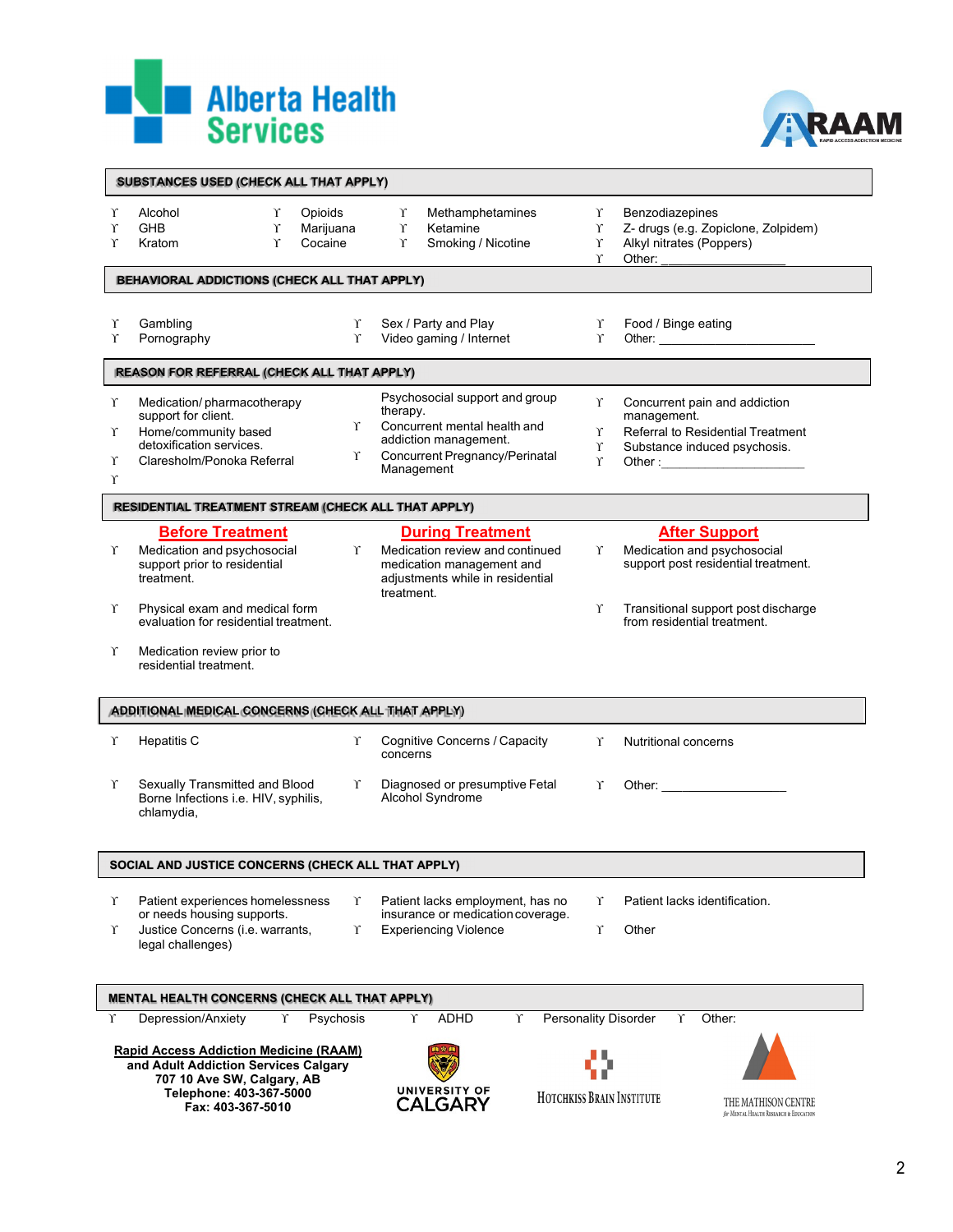Alberta Health Services

RAAM

## SUBSTANCES USED (CHECK ALL THAT APPLY)

- ϒ Alcohol
- ϒ GHB
- ϒ Kratom
- ϒ Opioids
- ϒ Marijuana
- ϒ Cocaine
- ϒ Methamphetamines
- ϒ Ketamine
- ϒ Smoking / Nicotine
- ϒ Benzodiazepines
- ϒ Z- drugs (e.g. Zopiclone, Zolpidem)
- ϒ Alkyl nitrates (Poppers)
- ϒ Other: ________________

## BEHAVIORAL ADDICTIONS (CHECK ALL THAT APPLY)

- ϒ Gambling
- ϒ Pornography
- ϒ Sex / Party and Play
- ϒ Video gaming / Internet
- ϒ Food / Binge eating
- ϒ Other: ________________________

## REASON FOR REFERRAL (CHECK ALL THAT APPLY)

- ϒ Medication/ pharmacotherapy support for client.
- ϒ Home/community based detoxification services.
- ϒ Claresholm/Ponoka Referral
- ϒ Psychosocial support and group therapy.
- ϒ Concurrent mental health and addiction management.
- ϒ Concurrent Pregnancy/Perinatal Management
- ϒ Concurrent pain and addiction management.
- ϒ Referral to Residential Treatment
- ϒ Substance induced psychosis.
- ϒ Other : ______________________

## RESIDENTIAL TREATMENT STREAM (CHECK ALL THAT APPLY)

**Before Treatment**

- ϒ Medication and psychosocial support prior to residential treatment.
- ϒ Physical exam and medical form evaluation for residential treatment.
- ϒ Medication review prior to residential treatment.

**During Treatment**

- ϒ Medication review and continued medication management and adjustments while in residential treatment.

**After Support**

- ϒ Medication and psychosocial support post residential treatment.
- ϒ Transitional support post discharge from residential treatment.

## ADDITIONAL MEDICAL CONCERNS (CHECK ALL THAT APPLY)

- ϒ Hepatitis C
- ϒ Sexually Transmitted and Blood Borne Infections i.e. HIV, syphilis, chlamydia,
- ϒ Cognitive Concerns / Capacity concerns
- ϒ Diagnosed or presumptive Fetal Alcohol Syndrome
- ϒ Nutritional concerns
- ϒ Other: __________________

## SOCIAL AND JUSTICE CONCERNS (CHECK ALL THAT APPLY)

- ϒ Patient experiences homelessness or needs housing supports.
- ϒ Justice Concerns (i.e. warrants, legal challenges)
- ϒ Patient lacks employment, has no insurance or medication coverage.
- ϒ Experiencing Violence
- ϒ Patient lacks identification.
- ϒ Other

## MENTAL HEALTH CONCERNS (CHECK ALL THAT APPLY)

- ϒ Depression/Anxiety
- ϒ Psychosis
- ϒ ADHD
- ϒ Personality Disorder
- ϒ Other:

**Rapid Access Addiction Medicine (RAAM)**
**and Adult Addiction Services Calgary**
**707 10 Ave SW, Calgary, AB**
**Telephone: 403-367-5000**
**Fax: 403-367-5010**

UNIVERSITY OF CALGARY

HOTCHKISS BRAIN INSTITUTE

THE MATHISON CENTRE for Mental Health Research & Education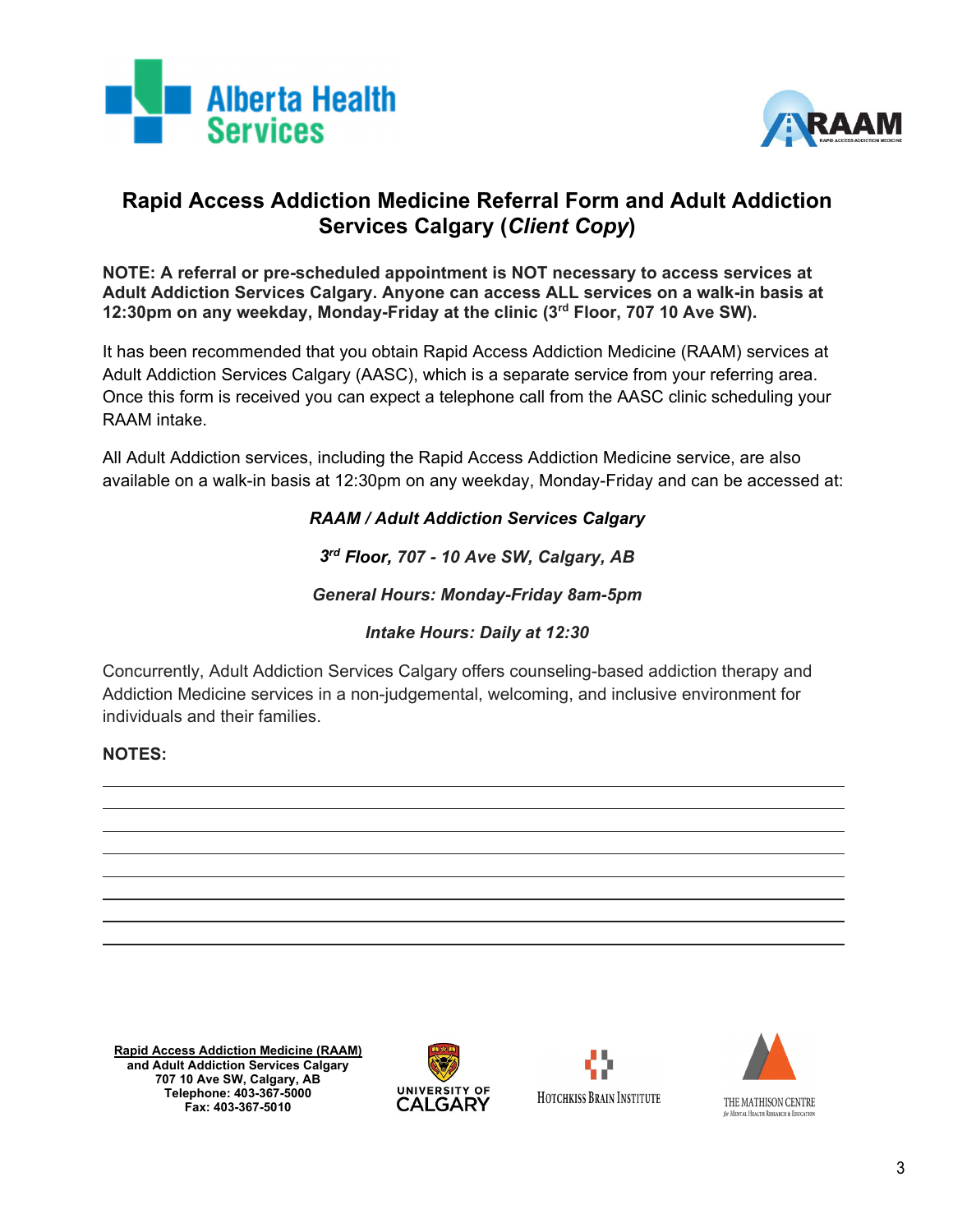# Rapid Access Addiction Medicine Referral Form and Adult Addiction Services Calgary (*Client Copy*)

**NOTE: A referral or pre-scheduled appointment is NOT necessary to access services at Adult Addiction Services Calgary. Anyone can access ALL services on a walk-in basis at 12:30pm on any weekday, Monday-Friday at the clinic (3rd Floor, 707 10 Ave SW).**

It has been recommended that you obtain Rapid Access Addiction Medicine (RAAM) services at Adult Addiction Services Calgary (AASC), which is a separate service from your referring area. Once this form is received you can expect a telephone call from the AASC clinic scheduling your RAAM intake.

All Adult Addiction services, including the Rapid Access Addiction Medicine service, are also available on a walk-in basis at 12:30pm on any weekday, Monday-Friday and can be accessed at:

***RAAM / Adult Addiction Services Calgary***

***3rd Floor, 707 - 10 Ave SW, Calgary, AB***

***General Hours: Monday-Friday 8am-5pm***

***Intake Hours: Daily at 12:30***

Concurrently, Adult Addiction Services Calgary offers counseling-based addiction therapy and Addiction Medicine services in a non-judgemental, welcoming, and inclusive environment for individuals and their families.

**NOTES:**

______________________________________________________________________

______________________________________________________________________

______________________________________________________________________

______________________________________________________________________

______________________________________________________________________

______________________________________________________________________

______________________________________________________________________

**Rapid Access Addiction Medicine (RAAM)**
**and Adult Addiction Services Calgary**
**707 10 Ave SW, Calgary, AB**
**Telephone: 403-367-5000**
**Fax: 403-367-5010**